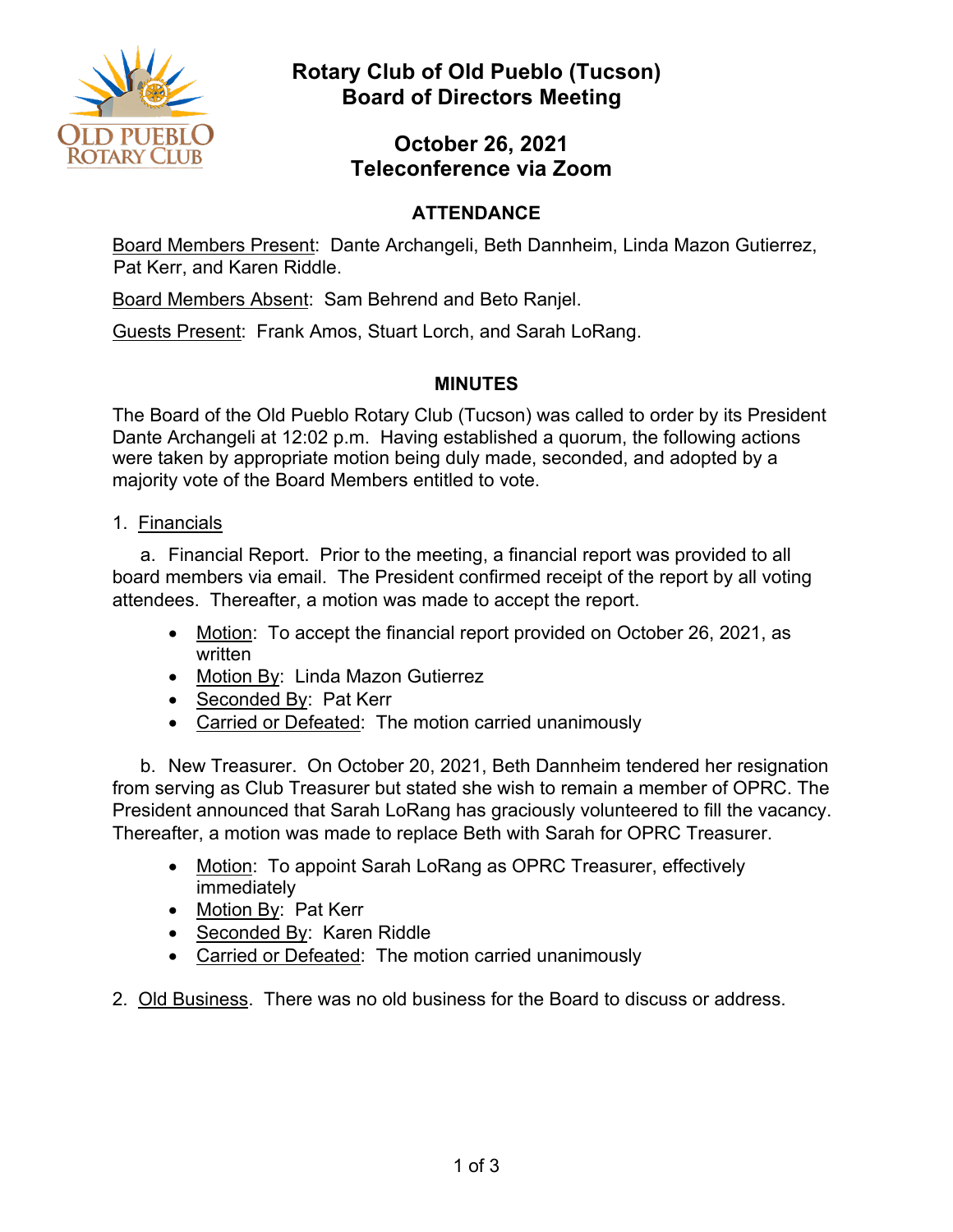# Rotary Club of Old Pueblo (Tucson)
# Board of Directors Meeting

## October 26, 2021
## Teleconference via Zoom

### ATTENDANCE

Board Members Present: Dante Archangeli, Beth Dannheim, Linda Mazon Gutierrez, Pat Kerr, and Karen Riddle.

Board Members Absent: Sam Behrend and Beto Ranjel.

Guests Present: Frank Amos, Stuart Lorch, and Sarah LoRang.

### MINUTES

The Board of the Old Pueblo Rotary Club (Tucson) was called to order by its President Dante Archangeli at 12:02 p.m. Having established a quorum, the following actions were taken by appropriate motion being duly made, seconded, and adopted by a majority vote of the Board Members entitled to vote.

1. Financials

   a. Financial Report. Prior to the meeting, a financial report was provided to all board members via email. The President confirmed receipt of the report by all voting attendees. Thereafter, a motion was made to accept the report.

   - Motion: To accept the financial report provided on October 26, 2021, as written
   - Motion By: Linda Mazon Gutierrez
   - Seconded By: Pat Kerr
   - Carried or Defeated: The motion carried unanimously

   b. New Treasurer. On October 20, 2021, Beth Dannheim tendered her resignation from serving as Club Treasurer but stated she wish to remain a member of OPRC. The President announced that Sarah LoRang has graciously volunteered to fill the vacancy. Thereafter, a motion was made to replace Beth with Sarah for OPRC Treasurer.

   - Motion: To appoint Sarah LoRang as OPRC Treasurer, effectively immediately
   - Motion By: Pat Kerr
   - Seconded By: Karen Riddle
   - Carried or Defeated: The motion carried unanimously

2. Old Business. There was no old business for the Board to discuss or address.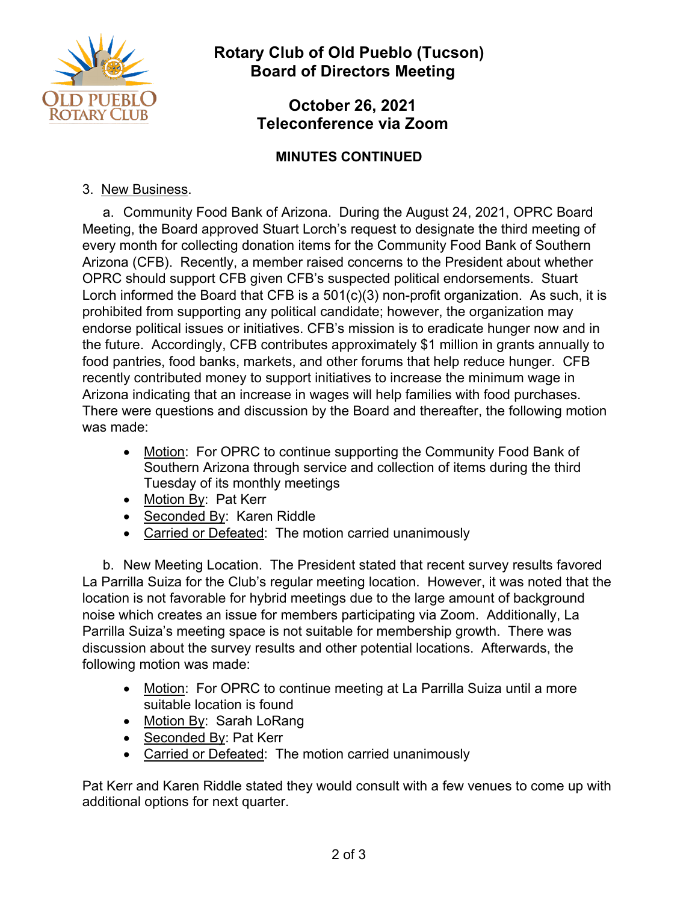# Rotary Club of Old Pueblo (Tucson) Board of Directors Meeting

## October 26, 2021 Teleconference via Zoom

### MINUTES CONTINUED

3. New Business.

a. Community Food Bank of Arizona. During the August 24, 2021, OPRC Board Meeting, the Board approved Stuart Lorch's request to designate the third meeting of every month for collecting donation items for the Community Food Bank of Southern Arizona (CFB). Recently, a member raised concerns to the President about whether OPRC should support CFB given CFB's suspected political endorsements. Stuart Lorch informed the Board that CFB is a 501(c)(3) non-profit organization. As such, it is prohibited from supporting any political candidate; however, the organization may endorse political issues or initiatives. CFB's mission is to eradicate hunger now and in the future. Accordingly, CFB contributes approximately $1 million in grants annually to food pantries, food banks, markets, and other forums that help reduce hunger. CFB recently contributed money to support initiatives to increase the minimum wage in Arizona indicating that an increase in wages will help families with food purchases. There were questions and discussion by the Board and thereafter, the following motion was made:

- Motion: For OPRC to continue supporting the Community Food Bank of Southern Arizona through service and collection of items during the third Tuesday of its monthly meetings
- Motion By: Pat Kerr
- Seconded By: Karen Riddle
- Carried or Defeated: The motion carried unanimously

b. New Meeting Location. The President stated that recent survey results favored La Parrilla Suiza for the Club's regular meeting location. However, it was noted that the location is not favorable for hybrid meetings due to the large amount of background noise which creates an issue for members participating via Zoom. Additionally, La Parrilla Suiza's meeting space is not suitable for membership growth. There was discussion about the survey results and other potential locations. Afterwards, the following motion was made:

- Motion: For OPRC to continue meeting at La Parrilla Suiza until a more suitable location is found
- Motion By: Sarah LoRang
- Seconded By: Pat Kerr
- Carried or Defeated: The motion carried unanimously

Pat Kerr and Karen Riddle stated they would consult with a few venues to come up with additional options for next quarter.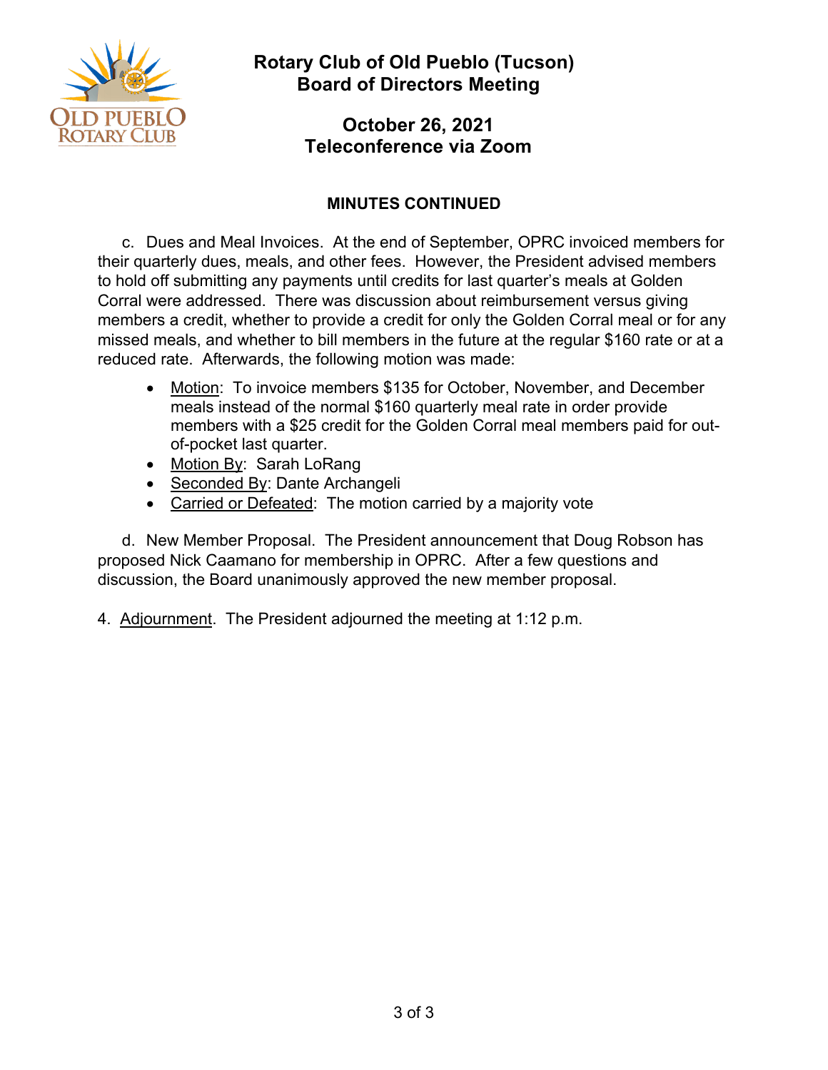# Rotary Club of Old Pueblo (Tucson)
# Board of Directors Meeting

## October 26, 2021
## Teleconference via Zoom

### MINUTES CONTINUED

c. Dues and Meal Invoices. At the end of September, OPRC invoiced members for their quarterly dues, meals, and other fees. However, the President advised members to hold off submitting any payments until credits for last quarter's meals at Golden Corral were addressed. There was discussion about reimbursement versus giving members a credit, whether to provide a credit for only the Golden Corral meal or for any missed meals, and whether to bill members in the future at the regular $160 rate or at a reduced rate. Afterwards, the following motion was made:

- <u>Motion</u>: To invoice members $135 for October, November, and December meals instead of the normal $160 quarterly meal rate in order provide members with a $25 credit for the Golden Corral meal members paid for out-of-pocket last quarter.
- <u>Motion By</u>: Sarah LoRang
- <u>Seconded By</u>: Dante Archangeli
- <u>Carried or Defeated</u>: The motion carried by a majority vote

d. New Member Proposal. The President announcement that Doug Robson has proposed Nick Caamano for membership in OPRC. After a few questions and discussion, the Board unanimously approved the new member proposal.

4. <u>Adjournment</u>. The President adjourned the meeting at 1:12 p.m.